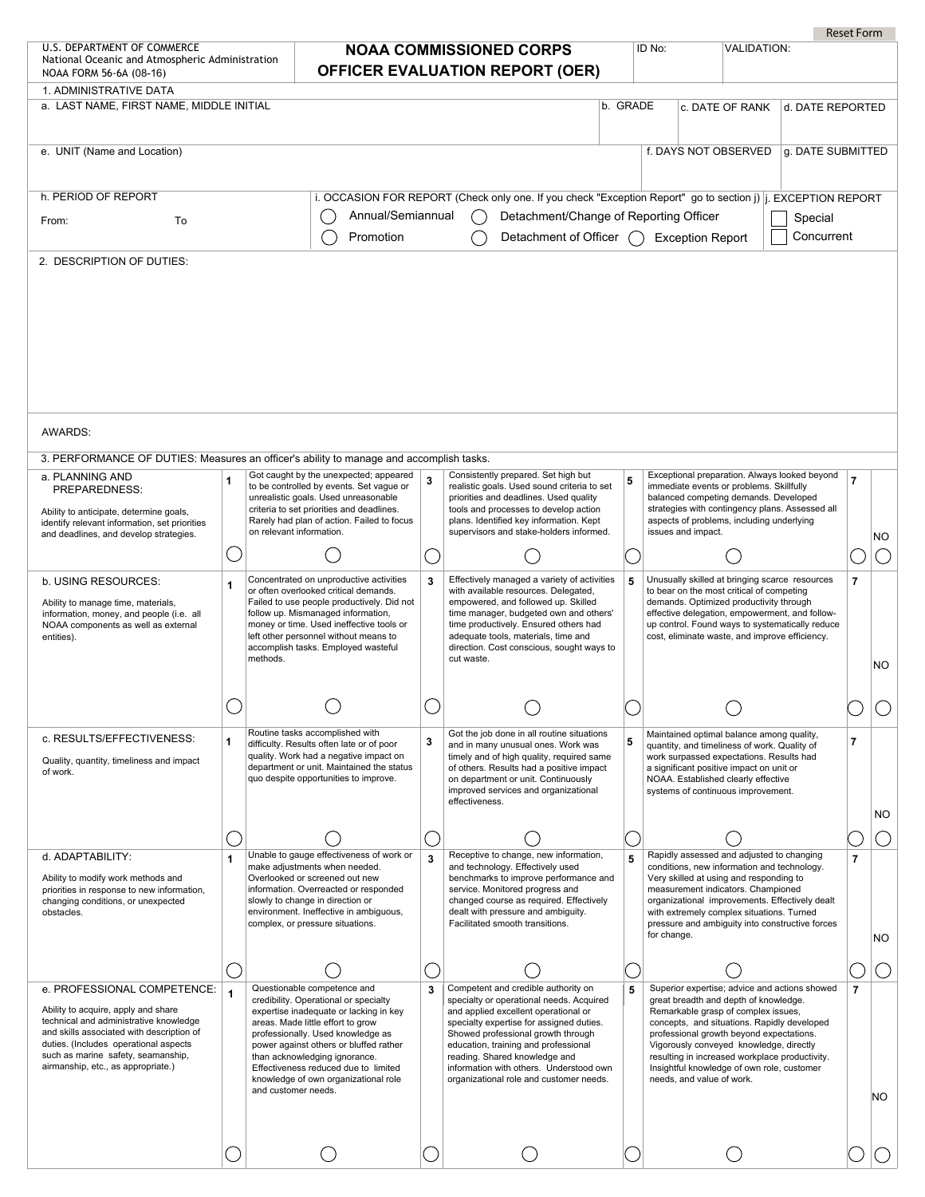Reset Form

U.S. DEPARTMENT OF COMMERCE
National Oceanic and Atmospheric Administration
NOAA FORM 56-6A (08-16)

# NOAA COMMISSIONED CORPS OFFICER EVALUATION REPORT (OER)

ID No: | VALIDATION:

## 1. ADMINISTRATIVE DATA

| a. LAST NAME, FIRST NAME, MIDDLE INITIAL | b. GRADE | c. DATE OF RANK | d. DATE REPORTED |
|---|---|---|---|
| | | | |

| e. UNIT (Name and Location) | f. DAYS NOT OBSERVED | g. DATE SUBMITTED |
|---|---|---|
| | | |

h. PERIOD OF REPORT
From: To

i. OCCASION FOR REPORT (Check only one. If you check "Exception Report" go to section j)
- ◯ Annual/Semiannual
- ◯ Detachment/Change of Reporting Officer
- ◯ Promotion
- ◯ Detachment of Officer
- ◯ Exception Report

j. EXCEPTION REPORT
- ☐ Special
- ☐ Concurrent

## 2. DESCRIPTION OF DUTIES:

AWARDS:

## 3. PERFORMANCE OF DUTIES: Measures an officer's ability to manage and accomplish tasks.

| Element | 1 | | 3 | | 5 | | 7 | NO |
|---|---|---|---|---|---|---|---|---|
| **a. PLANNING AND PREPAREDNESS:** Ability to anticipate, determine goals, identify relevant information, set priorities and deadlines, and develop strategies. | ◯ | Got caught by the unexpected; appeared to be controlled by events. Set vague or unrealistic goals. Used unreasonable criteria to set priorities and deadlines. Rarely had plan of action. Failed to focus on relevant information. ◯ | ◯ | Consistently prepared. Set high but realistic goals. Used sound criteria to set priorities and deadlines. Used quality tools and processes to develop action plans. Identified key information. Kept supervisors and stake-holders informed. ◯ | ◯ | Exceptional preparation. Always looked beyond immediate events or problems. Skillfully balanced competing demands. Developed strategies with contingency plans. Assessed all aspects of problems, including underlying issues and impact. ◯ | ◯ | ◯ |
| **b. USING RESOURCES:** Ability to manage time, materials, information, money, and people (i.e. all NOAA components as well as external entities). | ◯ | Concentrated on unproductive activities or often overlooked critical demands. Failed to use people productively. Did not follow up. Mismanaged information, money or time. Used ineffective tools or left other personnel without means to accomplish tasks. Employed wasteful methods. ◯ | ◯ | Effectively managed a variety of activities with available resources. Delegated, empowered, and followed up. Skilled time manager, budgeted own and others' time productively. Ensured others had adequate tools, materials, time and direction. Cost conscious, sought ways to cut waste. ◯ | ◯ | Unusually skilled at bringing scarce resources to bear on the most critical of competing demands. Optimized productivity through effective delegation, empowerment, and follow-up control. Found ways to systematically reduce cost, eliminate waste, and improve efficiency. ◯ | ◯ | ◯ |
| **c. RESULTS/EFFECTIVENESS:** Quality, quantity, timeliness and impact of work. | ◯ | Routine tasks accomplished with difficulty. Results often late or of poor quality. Work had a negative impact on department or unit. Maintained the status quo despite opportunities to improve. ◯ | ◯ | Got the job done in all routine situations and in many unusual ones. Work was timely and of high quality, required same of others. Results had a positive impact on department or unit. Continuously improved services and organizational effectiveness. ◯ | ◯ | Maintained optimal balance among quality, quantity, and timeliness of work. Quality of work surpassed expectations. Results had a significant positive impact on unit or NOAA. Established clearly effective systems of continuous improvement. ◯ | ◯ | ◯ |
| **d. ADAPTABILITY:** Ability to modify work methods and priorities in response to new information, changing conditions, or unexpected obstacles. | ◯ | Unable to gauge effectiveness of work or make adjustments when needed. Overlooked or screened out new information. Overreacted or responded slowly to change in direction or environment. Ineffective in ambiguous, complex, or pressure situations. ◯ | ◯ | Receptive to change, new information, and technology. Effectively used benchmarks to improve performance and service. Monitored progress and changed course as required. Effectively dealt with pressure and ambiguity. Facilitated smooth transitions. ◯ | ◯ | Rapidly assessed and adjusted to changing conditions, new information and technology. Very skilled at using and responding to measurement indicators. Championed organizational improvements. Effectively dealt with extremely complex situations. Turned pressure and ambiguity into constructive forces for change. ◯ | ◯ | ◯ |
| **e. PROFESSIONAL COMPETENCE:** Ability to acquire, apply and share technical and administrative knowledge and skills associated with description of duties. (Includes operational aspects such as marine safety, seamanship, airmanship, etc., as appropriate.) | ◯ | Questionable competence and credibility. Operational or specialty expertise inadequate or lacking in key areas. Made little effort to grow professionally. Used knowledge as power against others or bluffed rather than acknowledging ignorance. Effectiveness reduced due to limited knowledge of own organizational role and customer needs. ◯ | ◯ | Competent and credible authority on specialty or operational needs. Acquired and applied excellent operational or specialty expertise for assigned duties. Showed professional growth through education, training and professional reading. Shared knowledge and information with others. Understood own organizational role and customer needs. ◯ | ◯ | Superior expertise; advice and actions showed great breadth and depth of knowledge. Remarkable grasp of complex issues, concepts, and situations. Rapidly developed professional growth beyond expectations. Vigorously conveyed knowledge, directly resulting in increased workplace productivity. Insightful knowledge of own role, customer needs, and value of work. ◯ | ◯ | ◯ |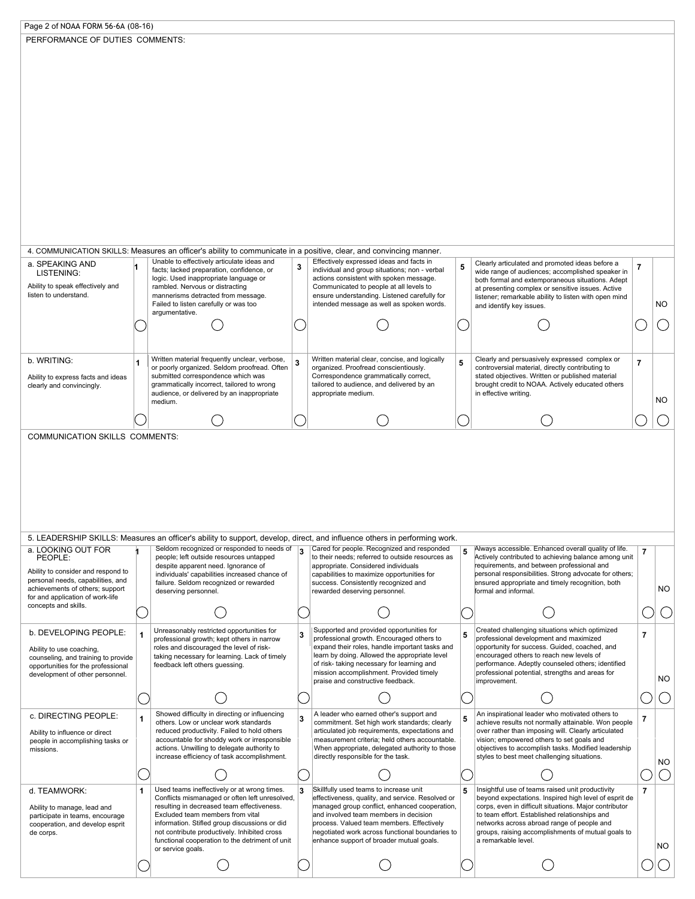Page 2 of NOAA FORM 56-6A (08-16)

PERFORMANCE OF DUTIES COMMENTS:

## 4. COMMUNICATION SKILLS: Measures an officer's ability to communicate in a positive, clear, and convincing manner.

| | 1 | | 3 | | 5 | | 7 | NO |
|---|---|---|---|---|---|---|---|---|
| **a. SPEAKING AND LISTENING:** Ability to speak effectively and listen to understand. | ◯ | Unable to effectively articulate ideas and facts; lacked preparation, confidence, or logic. Used inappropriate language or rambled. Nervous or distracting mannerisms detracted from message. Failed to listen carefully or was too argumentative. ◯ | ◯ | Effectively expressed ideas and facts in individual and group situations; non - verbal actions consistent with spoken message. Communicated to people at all levels to ensure understanding. Listened carefully for intended message as well as spoken words. ◯ | ◯ | Clearly articulated and promoted ideas before a wide range of audiences; accomplished speaker in both formal and extemporaneous situations. Adept at presenting complex or sensitive issues. Active listener; remarkable ability to listen with open mind and identify key issues. ◯ | ◯ | ◯ |
| **b. WRITING:** Ability to express facts and ideas clearly and convincingly. | ◯ | Written material frequently unclear, verbose, or poorly organized. Seldom proofread. Often submitted correspondence which was grammatically incorrect, tailored to wrong audience, or delivered by an inappropriate medium. ◯ | ◯ | Written material clear, concise, and logically organized. Proofread conscientiously. Correspondence grammatically correct, tailored to audience, and delivered by an appropriate medium. ◯ | ◯ | Clearly and persuasively expressed complex or controversial material, directly contributing to stated objectives. Written or published material brought credit to NOAA. Actively educated others in effective writing. ◯ | ◯ | ◯ |

COMMUNICATION SKILLS COMMENTS:

## 5. LEADERSHIP SKILLS: Measures an officer's ability to support, develop, direct, and influence others in performing work.

| | 1 | | 3 | | 5 | | 7 | NO |
|---|---|---|---|---|---|---|---|---|
| **a. LOOKING OUT FOR PEOPLE:** Ability to consider and respond to personal needs, capabilities, and achievements of others; support for and application of work-life concepts and skills. | ◯ | Seldom recognized or responded to needs of people; left outside resources untapped despite apparent need. Ignorance of individuals' capabilities increased chance of failure. Seldom recognized or rewarded deserving personnel. ◯ | ◯ | Cared for people. Recognized and responded to their needs; referred to outside resources as appropriate. Considered individuals capabilities to maximize opportunities for success. Consistently recognized and rewarded deserving personnel. ◯ | ◯ | Always accessible. Enhanced overall quality of life. Actively contributed to achieving balance among unit requirements, and between professional and personal responsibilities. Strong advocate for others; ensured appropriate and timely recognition, both formal and informal. ◯ | ◯ | ◯ |
| **b. DEVELOPING PEOPLE:** Ability to use coaching, counseling, and training to provide opportunities for the professional development of other personnel. | ◯ | Unreasonably restricted opportunities for professional growth; kept others in narrow roles and discouraged the level of risk-taking necessary for learning. Lack of timely feedback left others guessing. ◯ | ◯ | Supported and provided opportunities for professional growth. Encouraged others to expand their roles, handle important tasks and learn by doing. Allowed the appropriate level of risk- taking necessary for learning and mission accomplishment. Provided timely praise and constructive feedback. ◯ | ◯ | Created challenging situations which optimized professional development and maximized opportunity for success. Guided, coached, and encouraged others to reach new levels of performance. Adeptly counseled others; identified professional potential, strengths and areas for improvement. ◯ | ◯ | ◯ |
| **c. DIRECTING PEOPLE:** Ability to influence or direct people in accomplishing tasks or missions. | ◯ | Showed difficulty in directing or influencing others. Low or unclear work standards reduced productivity. Failed to hold others accountable for shoddy work or irresponsible actions. Unwilling to delegate authority to increase efficiency of task accomplishment. ◯ | ◯ | A leader who earned other's support and commitment. Set high work standards; clearly articulated job requirements, expectations and measurement criteria; held others accountable. When appropriate, delegated authority to those directly responsible for the task. ◯ | ◯ | An inspirational leader who motivated others to achieve results not normally attainable. Won people over rather than imposing will. Clearly articulated vision; empowered others to set goals and objectives to accomplish tasks. Modified leadership styles to best meet challenging situations. ◯ | ◯ | ◯ |
| **d. TEAMWORK:** Ability to manage, lead and participate in teams, encourage cooperation, and develop esprit de corps. | ◯ | Used teams ineffectively or at wrong times. Conflicts mismanaged or often left unresolved, resulting in decreased team effectiveness. Excluded team members from vital information. Stifled group discussions or did not contribute productively. Inhibited cross functional cooperation to the detriment of unit or service goals. ◯ | ◯ | Skillfully used teams to increase unit effectiveness, quality, and service. Resolved or managed group conflict, enhanced cooperation, and involved team members in decision process. Valued team members. Effectively negotiated work across functional boundaries to enhance support of broader mutual goals. ◯ | ◯ | Insightful use of teams raised unit productivity beyond expectations. Inspired high level of esprit de corps, even in difficult situations. Major contributor to team effort. Established relationships and networks across abroad range of people and groups, raising accomplishments of mutual goals to a remarkable level. ◯ | ◯ | ◯ |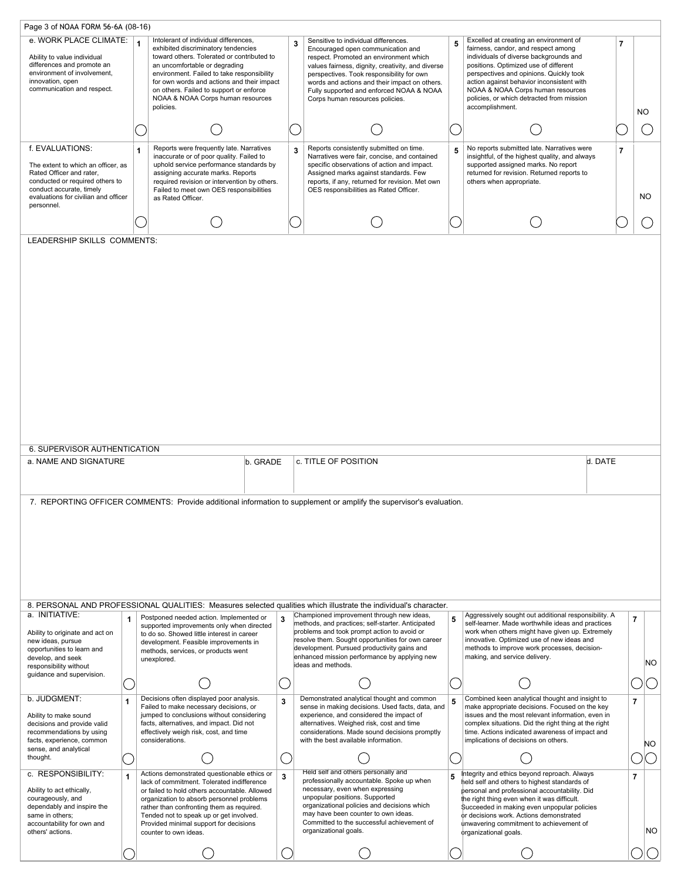| e. WORK PLACE CLIMATE: Ability to value individual differences and promote an environment of involvement, innovation, open communication and respect. | 1 | Intolerant of individual differences, exhibited discriminatory tendencies toward others. Tolerated or contributed to an uncomfortable or degrading environment. Failed to take responsibility for own words and actions and their impact on others. Failed to support or enforce NOAA & NOAA Corps human resources policies. | 3 | Sensitive to individual differences. Encouraged open communication and respect. Promoted an environment which values fairness, dignity, creativity, and diverse perspectives. Took responsibility for own words and actions and their impact on others. Fully supported and enforced NOAA & NOAA Corps human resources policies. | 5 | Excelled at creating an environment of fairness, candor, and respect among individuals of diverse backgrounds and positions. Optimized use of different perspectives and opinions. Quickly took action against behavior inconsistent with NOAA & NOAA Corps human resources policies, or which detracted from mission accomplishment. | 7 | NO |
|---|---|---|---|---|---|---|---|---|
| | ◯ | ◯ | ◯ | ◯ | ◯ | ◯ | ◯ | ◯ |
| f. EVALUATIONS: The extent to which an officer, as Rated Officer and rater, conducted or required others to conduct accurate, timely evaluations for civilian and officer personnel. | 1 | Reports were frequently late. Narratives inaccurate or of poor quality. Failed to uphold service performance standards by assigning accurate marks. Reports required revision or intervention by others. Failed to meet own OES responsibilities as Rated Officer. | 3 | Reports consistently submitted on time. Narratives were fair, concise, and contained specific observations of action and impact. Assigned marks against standards. Few reports, if any, returned for revision. Met own OES responsibilities as Rated Officer. | 5 | No reports submitted late. Narratives were insightful, of the highest quality, and always supported assigned marks. No report returned for revision. Returned reports to others when appropriate. | 7 | NO |
| | ◯ | ◯ | ◯ | ◯ | ◯ | ◯ | ◯ | ◯ |

LEADERSHIP SKILLS COMMENTS:

## 6. SUPERVISOR AUTHENTICATION

| a. NAME AND SIGNATURE | b. GRADE | c. TITLE OF POSITION | d. DATE |
|---|---|---|---|
| | | | |

## 7. REPORTING OFFICER COMMENTS: Provide additional information to supplement or amplify the supervisor's evaluation.

## 8. PERSONAL AND PROFESSIONAL QUALITIES: Measures selected qualities which illustrate the individual's character.

| a. INITIATIVE: Ability to originate and act on new ideas, pursue opportunities to learn and develop, and seek responsibility without guidance and supervision. | 1 | Postponed needed action. Implemented or supported improvements only when directed to do so. Showed little interest in career development. Feasible improvements in methods, services, or products went unexplored. | 3 | Championed improvement through new ideas, methods, and practices; self-starter. Anticipated problems and took prompt action to avoid or resolve them. Sought opportunities for own career development. Pursued productivity gains and enhanced mission performance by applying new ideas and methods. | 5 | Aggressively sought out additional responsibility. A self-learner. Made worthwhile ideas and practices work when others might have given up. Extremely innovative. Optimized use of new ideas and methods to improve work processes, decision-making, and service delivery. | 7 | NO |
|---|---|---|---|---|---|---|---|---|
| | ◯ | ◯ | ◯ | ◯ | ◯ | ◯ | ◯ | ◯ |
| b. JUDGMENT: Ability to make sound decisions and provide valid recommendations by using facts, experience, common sense, and analytical thought. | 1 | Decisions often displayed poor analysis. Failed to make necessary decisions, or jumped to conclusions without considering facts, alternatives, and impact. Did not effectively weigh risk, cost, and time considerations. | 3 | Demonstrated analytical thought and common sense in making decisions. Used facts, data, and experience, and considered the impact of alternatives. Weighed risk, cost and time considerations. Made sound decisions promptly with the best available information. | 5 | Combined keen analytical thought and insight to make appropriate decisions. Focused on the key issues and the most relevant information, even in complex situations. Did the right thing at the right time. Actions indicated awareness of impact and implications of decisions on others. | 7 | NO |
| | ◯ | ◯ | ◯ | ◯ | ◯ | ◯ | ◯ | ◯ |
| c. RESPONSIBILITY: Ability to act ethically, courageously, and dependably and inspire the same in others; accountability for own and others' actions. | 1 | Actions demonstrated questionable ethics or lack of commitment. Tolerated indifference or failed to hold others accountable. Allowed organization to absorb personnel problems rather than confronting them as required. Tended not to speak up or get involved. Provided minimal support for decisions counter to own ideas. | 3 | Held self and others personally and professionally accountable. Spoke up when necessary, even when expressing unpopular positions. Supported organizational policies and decisions which may have been counter to own ideas. Committed to the successful achievement of organizational goals. | 5 | Integrity and ethics beyond reproach. Always held self and others to highest standards of personal and professional accountability. Did the right thing even when it was difficult. Succeeded in making even unpopular policies or decisions work. Actions demonstrated unwavering commitment to achievement of organizational goals. | 7 | NO |
| | ◯ | ◯ | ◯ | ◯ | ◯ | ◯ | ◯ | ◯ |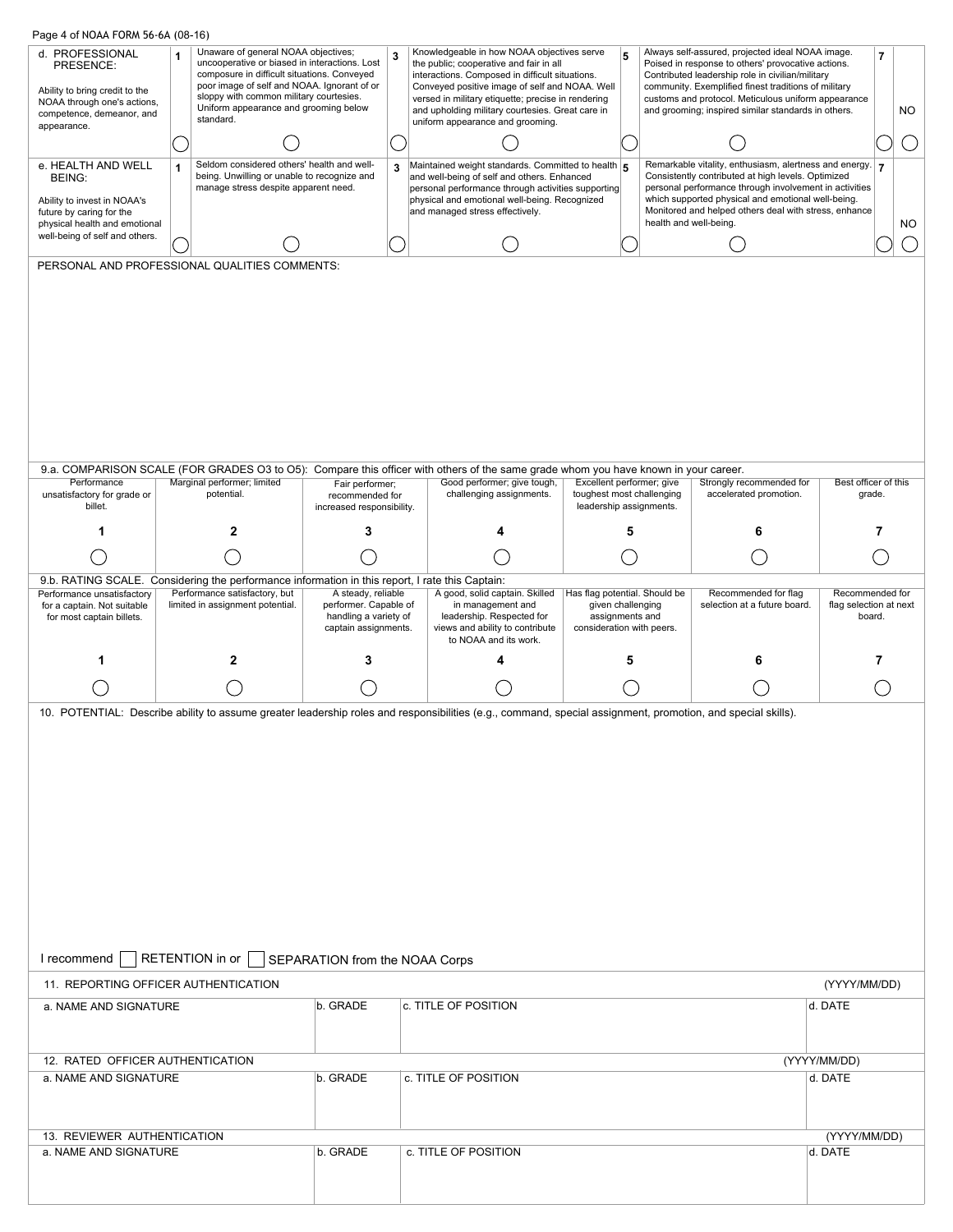| d. PROFESSIONAL PRESENCE:<br><br>Ability to bring credit to the NOAA through one's actions, competence, demeanor, and appearance. | 1 | Unaware of general NOAA objectives; uncooperative or biased in interactions. Lost composure in difficult situations. Conveyed poor image of self and NOAA. Ignorant of or sloppy with common military courtesies. Uniform appearance and grooming below standard. | 3 | Knowledgeable in how NOAA objectives serve the public; cooperative and fair in all interactions. Composed in difficult situations. Conveyed positive image of self and NOAA. Well versed in military etiquette; precise in rendering and upholding military courtesies. Great care in uniform appearance and grooming. | 5 | Always self-assured, projected ideal NOAA image. Poised in response to others' provocative actions. Contributed leadership role in civilian/military community. Exemplified finest traditions of military customs and protocol. Meticulous uniform appearance and grooming; inspired similar standards in others. | 7 | NO |
|---|---|---|---|---|---|---|---|---|
| | ◯ | ◯ | ◯ | ◯ | ◯ | ◯ | ◯ | ◯ |
| e. HEALTH AND WELL BEING:<br><br>Ability to invest in NOAA's future by caring for the physical health and emotional well-being of self and others. | 1 | Seldom considered others' health and well-being. Unwilling or unable to recognize and manage stress despite apparent need. | 3 | Maintained weight standards. Committed to health and well-being of self and others. Enhanced personal performance through activities supporting physical and emotional well-being. Recognized and managed stress effectively. | 5 | Remarkable vitality, enthusiasm, alertness and energy. Consistently contributed at high levels. Optimized personal performance through involvement in activities which supported physical and emotional well-being. Monitored and helped others deal with stress, enhance health and well-being. | 7 | NO |
| | ◯ | ◯ | ◯ | ◯ | ◯ | ◯ | ◯ | ◯ |

PERSONAL AND PROFESSIONAL QUALITIES COMMENTS:

9.a. COMPARISON SCALE (FOR GRADES O3 to O5): Compare this officer with others of the same grade whom you have known in your career.

| Performance unsatisfactory for grade or billet. | Marginal performer; limited potential. | Fair performer; recommended for increased responsibility. | Good performer; give tough, challenging assignments. | Excellent performer; give toughest most challenging leadership assignments. | Strongly recommended for accelerated promotion. | Best officer of this grade. |
|---|---|---|---|---|---|---|
| 1 | 2 | 3 | 4 | 5 | 6 | 7 |
| ◯ | ◯ | ◯ | ◯ | ◯ | ◯ | ◯ |

9.b. RATING SCALE. Considering the performance information in this report, I rate this Captain:

| Performance unsatisfactory for a captain. Not suitable for most captain billets. | Performance satisfactory, but limited in assignment potential. | A steady, reliable performer. Capable of handling a variety of captain assignments. | A good, solid captain. Skilled in management and leadership. Respected for views and ability to contribute to NOAA and its work. | Has flag potential. Should be given challenging assignments and consideration with peers. | Recommended for flag selection at a future board. | Recommended for flag selection at next board. |
|---|---|---|---|---|---|---|
| 1 | 2 | 3 | 4 | 5 | 6 | 7 |
| ◯ | ◯ | ◯ | ◯ | ◯ | ◯ | ◯ |

10. POTENTIAL: Describe ability to assume greater leadership roles and responsibilities (e.g., command, special assignment, promotion, and special skills).

I recommend ☐ RETENTION in or ☐ SEPARATION from the NOAA Corps

11. REPORTING OFFICER AUTHENTICATION (YYYY/MM/DD)

| a. NAME AND SIGNATURE | b. GRADE | c. TITLE OF POSITION | d. DATE |
|---|---|---|---|
| | | | |

12. RATED OFFICER AUTHENTICATION (YYYY/MM/DD)

| a. NAME AND SIGNATURE | b. GRADE | c. TITLE OF POSITION | d. DATE |
|---|---|---|---|
| | | | |

13. REVIEWER AUTHENTICATION (YYYY/MM/DD)

| a. NAME AND SIGNATURE | b. GRADE | c. TITLE OF POSITION | d. DATE |
|---|---|---|---|
| | | | |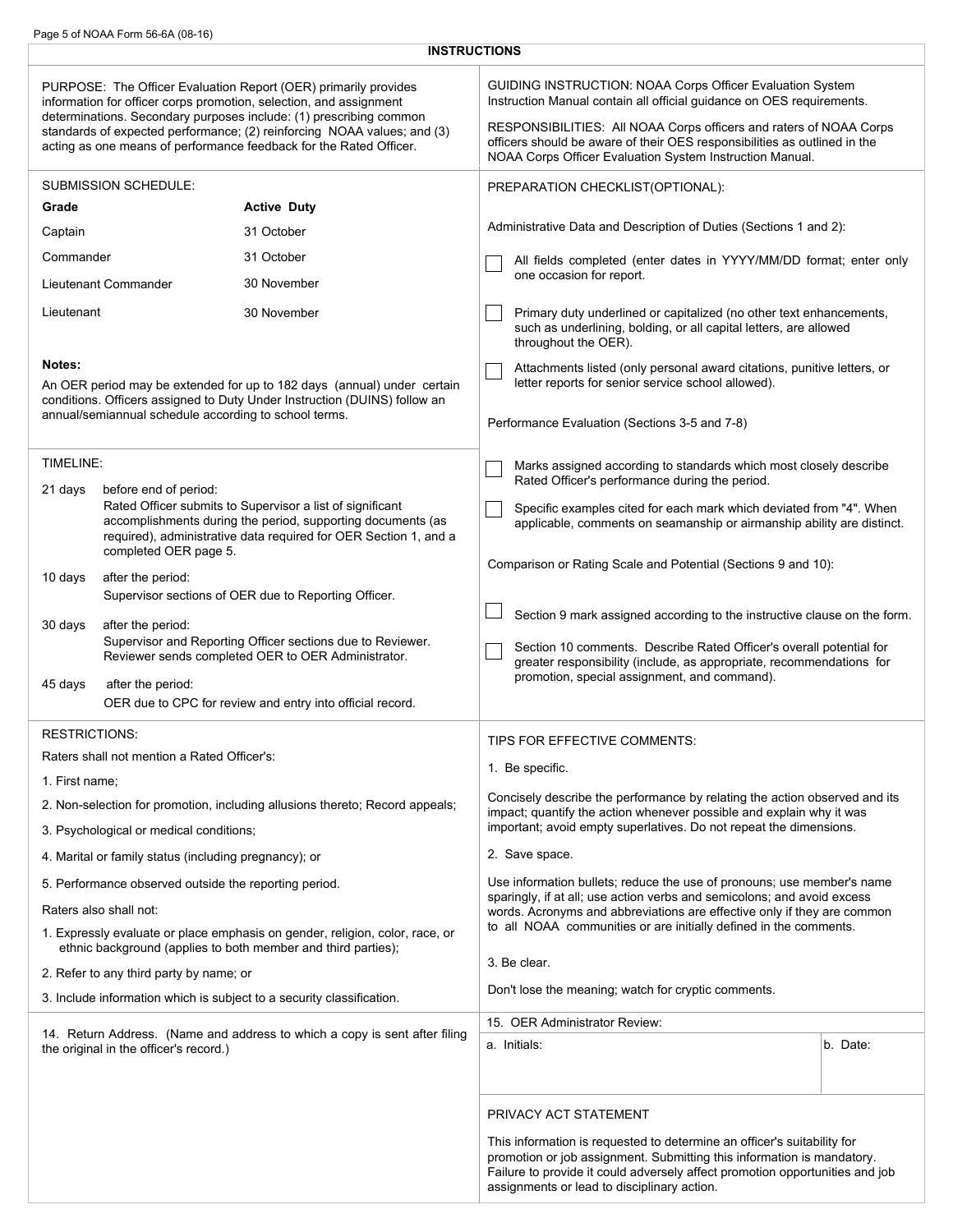# INSTRUCTIONS

PURPOSE: The Officer Evaluation Report (OER) primarily provides information for officer corps promotion, selection, and assignment determinations. Secondary purposes include: (1) prescribing common standards of expected performance; (2) reinforcing NOAA values; and (3) acting as one means of performance feedback for the Rated Officer.

GUIDING INSTRUCTION: NOAA Corps Officer Evaluation System Instruction Manual contain all official guidance on OES requirements.

RESPONSIBILITIES: All NOAA Corps officers and raters of NOAA Corps officers should be aware of their OES responsibilities as outlined in the NOAA Corps Officer Evaluation System Instruction Manual.

## SUBMISSION SCHEDULE:

| Grade | Active Duty |
|---|---|
| Captain | 31 October |
| Commander | 31 October |
| Lieutenant Commander | 30 November |
| Lieutenant | 30 November |

**Notes:**

An OER period may be extended for up to 182 days (annual) under certain conditions. Officers assigned to Duty Under Instruction (DUINS) follow an annual/semiannual schedule according to school terms.

## TIMELINE:

21 days before end of period:
Rated Officer submits to Supervisor a list of significant accomplishments during the period, supporting documents (as required), administrative data required for OER Section 1, and a completed OER page 5.

10 days after the period:
Supervisor sections of OER due to Reporting Officer.

30 days after the period:
Supervisor and Reporting Officer sections due to Reviewer. Reviewer sends completed OER to OER Administrator.

45 days after the period:
OER due to CPC for review and entry into official record.

## PREPARATION CHECKLIST(OPTIONAL):

Administrative Data and Description of Duties (Sections 1 and 2):

- ☐ All fields completed (enter dates in YYYY/MM/DD format; enter only one occasion for report.
- ☐ Primary duty underlined or capitalized (no other text enhancements, such as underlining, bolding, or all capital letters, are allowed throughout the OER).
- ☐ Attachments listed (only personal award citations, punitive letters, or letter reports for senior service school allowed).

Performance Evaluation (Sections 3-5 and 7-8)

- ☐ Marks assigned according to standards which most closely describe Rated Officer's performance during the period.
- ☐ Specific examples cited for each mark which deviated from "4". When applicable, comments on seamanship or airmanship ability are distinct.

Comparison or Rating Scale and Potential (Sections 9 and 10):

- ☐ Section 9 mark assigned according to the instructive clause on the form.
- ☐ Section 10 comments. Describe Rated Officer's overall potential for greater responsibility (include, as appropriate, recommendations for promotion, special assignment, and command).

## RESTRICTIONS:

Raters shall not mention a Rated Officer's:

1. First name;
2. Non-selection for promotion, including allusions thereto; Record appeals;
3. Psychological or medical conditions;
4. Marital or family status (including pregnancy); or
5. Performance observed outside the reporting period.

Raters also shall not:

1. Expressly evaluate or place emphasis on gender, religion, color, race, or ethnic background (applies to both member and third parties);
2. Refer to any third party by name; or
3. Include information which is subject to a security classification.

## TIPS FOR EFFECTIVE COMMENTS:

1. Be specific.

Concisely describe the performance by relating the action observed and its impact; quantify the action whenever possible and explain why it was important; avoid empty superlatives. Do not repeat the dimensions.

2. Save space.

Use information bullets; reduce the use of pronouns; use member's name sparingly, if at all; use action verbs and semicolons; and avoid excess words. Acronyms and abbreviations are effective only if they are common to all NOAA communities or are initially defined in the comments.

3. Be clear.

Don't lose the meaning; watch for cryptic comments.

14. Return Address. (Name and address to which a copy is sent after filing the original in the officer's record.)

15. OER Administrator Review:

| a. Initials: | b. Date: |
|---|---|
| | |

## PRIVACY ACT STATEMENT

This information is requested to determine an officer's suitability for promotion or job assignment. Submitting this information is mandatory. Failure to provide it could adversely affect promotion opportunities and job assignments or lead to disciplinary action.